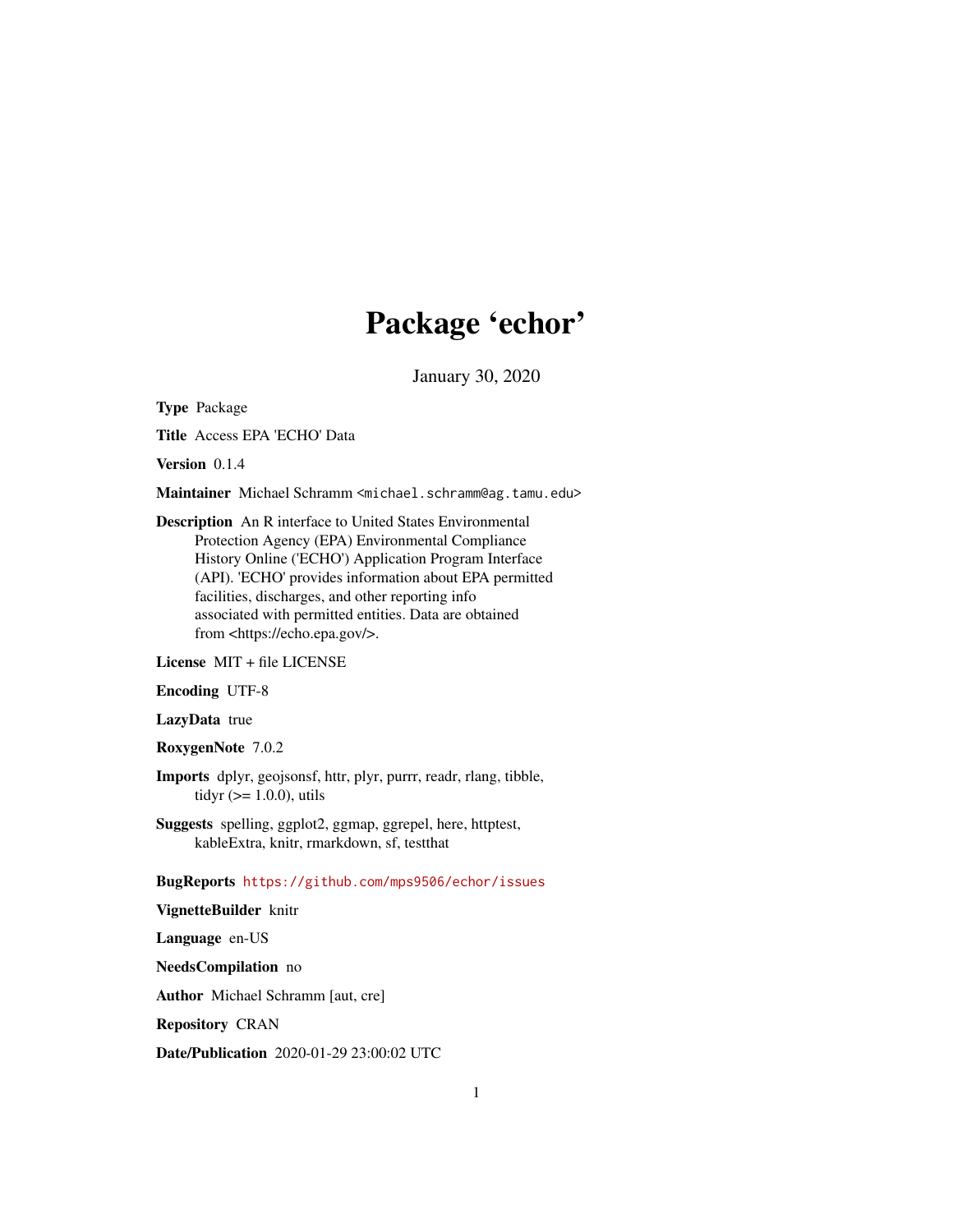# Package 'echor'

January 30, 2020

**Type** Package

**Title** Access EPA 'ECHO' Data

**Version** 0.1.4

**Maintainer** Michael Schramm <michael.schramm@ag.tamu.edu>

**Description** An R interface to United States Environmental Protection Agency (EPA) Environmental Compliance History Online ('ECHO') Application Program Interface (API). 'ECHO' provides information about EPA permitted facilities, discharges, and other reporting info associated with permitted entities. Data are obtained from <https://echo.epa.gov/>.

**License** MIT + file LICENSE

**Encoding** UTF-8

**LazyData** true

**RoxygenNote** 7.0.2

**Imports** dplyr, geojsonsf, httr, plyr, purrr, readr, rlang, tibble, tidyr (>= 1.0.0), utils

**Suggests** spelling, ggplot2, ggmap, ggrepel, here, httptest, kableExtra, knitr, rmarkdown, sf, testthat

**BugReports** https://github.com/mps9506/echor/issues

**VignetteBuilder** knitr

**Language** en-US

**NeedsCompilation** no

**Author** Michael Schramm [aut, cre]

**Repository** CRAN

**Date/Publication** 2020-01-29 23:00:02 UTC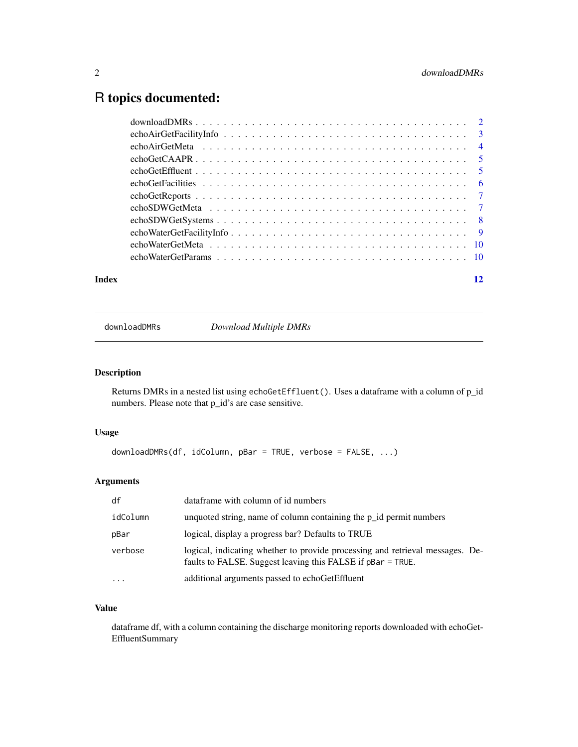# R topics documented:

| | |
|---|---|
| downloadDMRs | 2 |
| echoAirGetFacilityInfo | 3 |
| echoAirGetMeta | 4 |
| echoGetCAAPR | 5 |
| echoGetEffluent | 5 |
| echoGetFacilities | 6 |
| echoGetReports | 7 |
| echoSDWGetMeta | 7 |
| echoSDWGetSystems | 8 |
| echoWaterGetFacilityInfo | 9 |
| echoWaterGetMeta | 10 |
| echoWaterGetParams | 10 |
| **Index** | **12** |

---

`downloadDMRs` *Download Multiple DMRs*

---

### Description

Returns DMRs in a nested list using `echoGetEffluent()`. Uses a dataframe with a column of p_id numbers. Please note that p_id's are case sensitive.

### Usage

```
downloadDMRs(df, idColumn, pBar = TRUE, verbose = FALSE, ...)
```

### Arguments

| | |
|---|---|
| `df` | dataframe with column of id numbers |
| `idColumn` | unquoted string, name of column containing the p_id permit numbers |
| `pBar` | logical, display a progress bar? Defaults to TRUE |
| `verbose` | logical, indicating whether to provide processing and retrieval messages. Defaults to FALSE. Suggest leaving this FALSE if `pBar = TRUE`. |
| `...` | additional arguments passed to echoGetEffluent |

### Value

dataframe df, with a column containing the discharge monitoring reports downloaded with echoGetEffluentSummary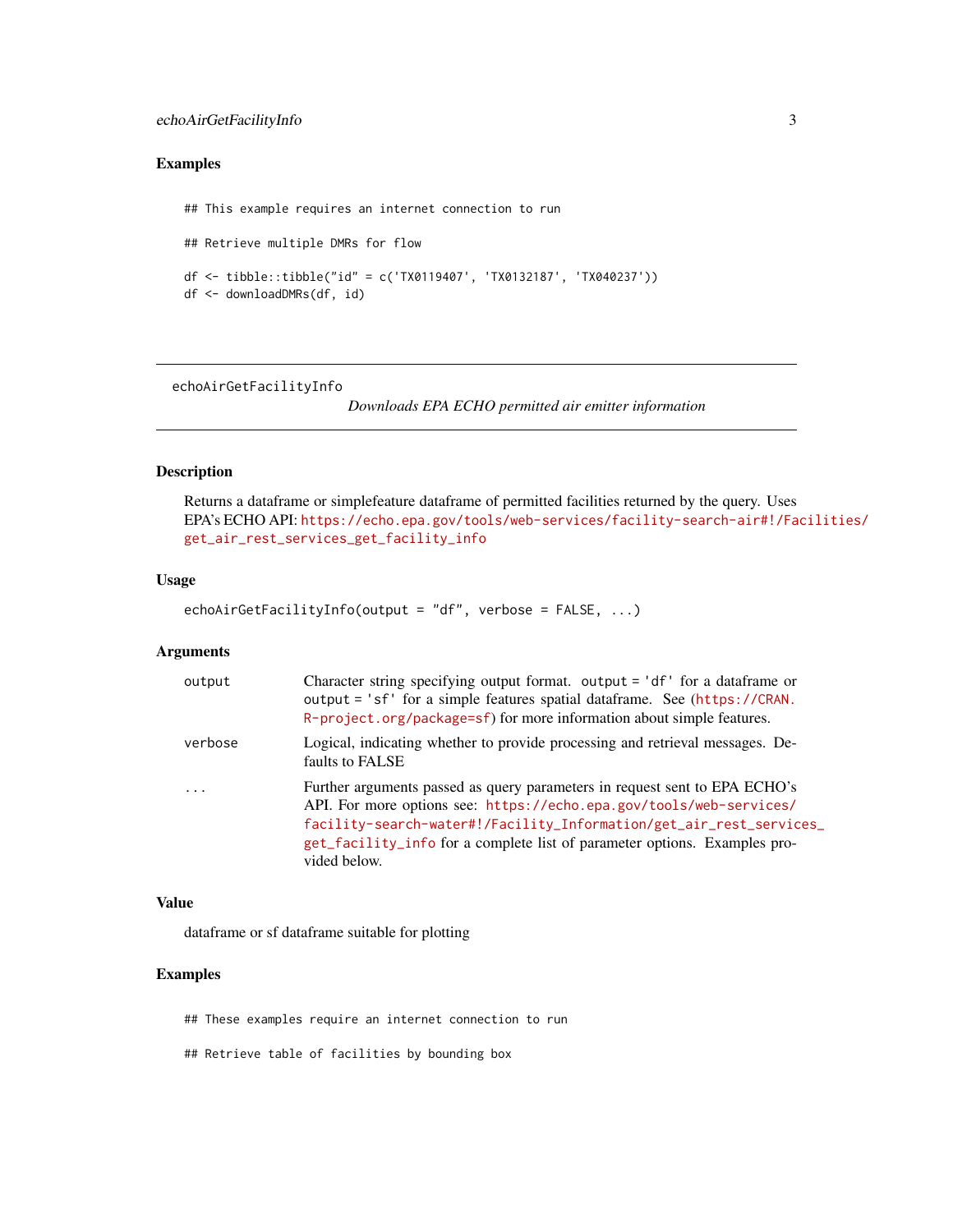### Examples

```
## This example requires an internet connection to run

## Retrieve multiple DMRs for flow

df <- tibble::tibble("id" = c('TX0119407', 'TX0132187', 'TX040237'))
df <- downloadDMRs(df, id)
```

---

## echoAirGetFacilityInfo

*Downloads EPA ECHO permitted air emitter information*

---

### Description

Returns a dataframe or simplefeature dataframe of permitted facilities returned by the query. Uses EPA's ECHO API: https://echo.epa.gov/tools/web-services/facility-search-air#!/Facilities/get_air_rest_services_get_facility_info

### Usage

```
echoAirGetFacilityInfo(output = "df", verbose = FALSE, ...)
```

### Arguments

| | |
|---|---|
| output | Character string specifying output format. output = 'df' for a dataframe or output = 'sf' for a simple features spatial dataframe. See (https://CRAN.R-project.org/package=sf) for more information about simple features. |
| verbose | Logical, indicating whether to provide processing and retrieval messages. Defaults to FALSE |
| ... | Further arguments passed as query parameters in request sent to EPA ECHO's API. For more options see: https://echo.epa.gov/tools/web-services/facility-search-water#!/Facility_Information/get_air_rest_services_get_facility_info for a complete list of parameter options. Examples provided below. |

### Value

dataframe or sf dataframe suitable for plotting

### Examples

```
## These examples require an internet connection to run

## Retrieve table of facilities by bounding box
```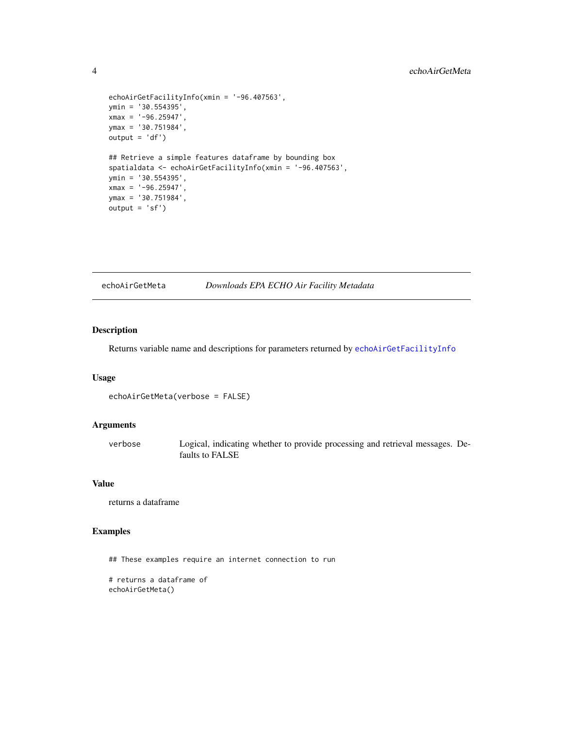```
echoAirGetFacilityInfo(xmin = '-96.407563',
ymin = '30.554395',
xmax = '-96.25947',
ymax = '30.751984',
output = 'df')

## Retrieve a simple features dataframe by bounding box
spatialdata <- echoAirGetFacilityInfo(xmin = '-96.407563',
ymin = '30.554395',
xmax = '-96.25947',
ymax = '30.751984',
output = 'sf')
```

## echoAirGetMeta — *Downloads EPA ECHO Air Facility Metadata*

### Description

Returns variable name and descriptions for parameters returned by `echoAirGetFacilityInfo`

### Usage

```
echoAirGetMeta(verbose = FALSE)
```

### Arguments

| | |
|---|---|
| `verbose` | Logical, indicating whether to provide processing and retrieval messages. Defaults to FALSE |

### Value

returns a dataframe

### Examples

```
## These examples require an internet connection to run

# returns a dataframe of
echoAirGetMeta()
```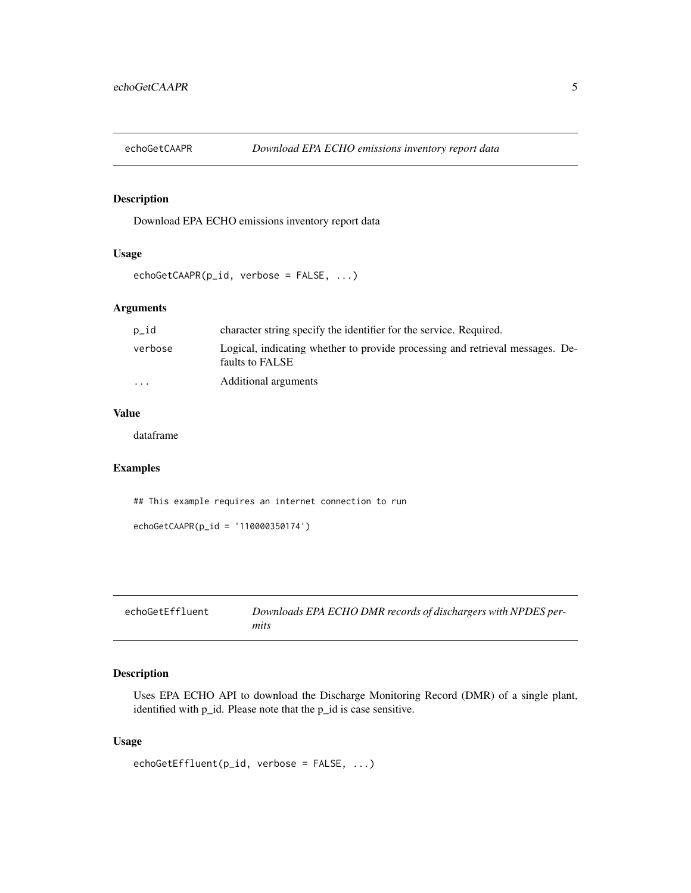## echoGetCAAPR *Download EPA ECHO emissions inventory report data*

### Description

Download EPA ECHO emissions inventory report data

### Usage

```
echoGetCAAPR(p_id, verbose = FALSE, ...)
```

### Arguments

| | |
|---|---|
| p_id | character string specify the identifier for the service. Required. |
| verbose | Logical, indicating whether to provide processing and retrieval messages. Defaults to FALSE |
| ... | Additional arguments |

### Value

dataframe

### Examples

```
## This example requires an internet connection to run

echoGetCAAPR(p_id = '110000350174')
```

## echoGetEffluent *Downloads EPA ECHO DMR records of dischargers with NPDES permits*

### Description

Uses EPA ECHO API to download the Discharge Monitoring Record (DMR) of a single plant, identified with p_id. Please note that the p_id is case sensitive.

### Usage

```
echoGetEffluent(p_id, verbose = FALSE, ...)
```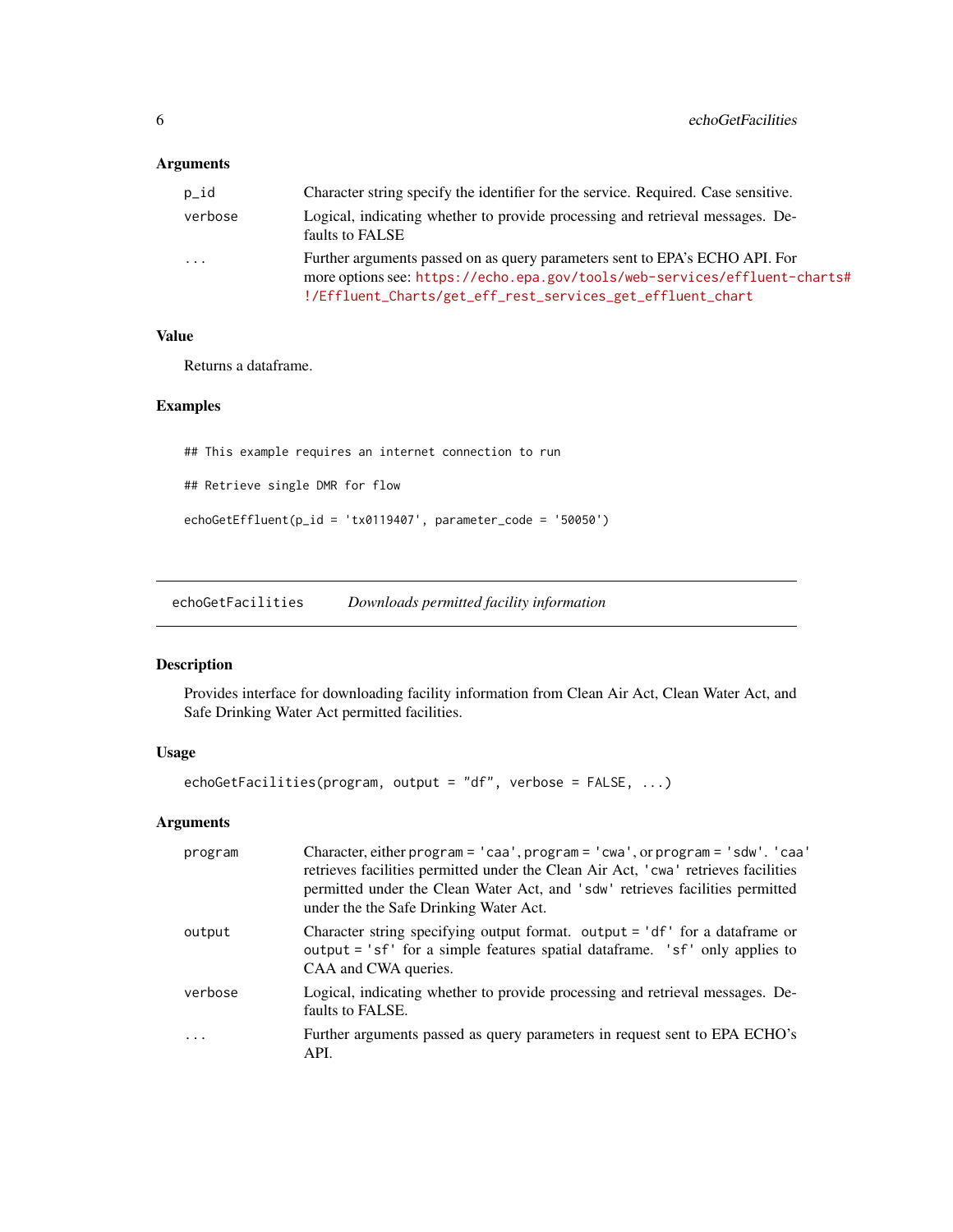### Arguments

| | |
|---|---|
| p_id | Character string specify the identifier for the service. Required. Case sensitive. |
| verbose | Logical, indicating whether to provide processing and retrieval messages. Defaults to FALSE |
| ... | Further arguments passed on as query parameters sent to EPA's ECHO API. For more options see: https://echo.epa.gov/tools/web-services/effluent-charts#!/Effluent_Charts/get_eff_rest_services_get_effluent_chart |

### Value

Returns a dataframe.

### Examples

```
## This example requires an internet connection to run

## Retrieve single DMR for flow

echoGetEffluent(p_id = 'tx0119407', parameter_code = '50050')
```

---

## echoGetFacilities *Downloads permitted facility information*

### Description

Provides interface for downloading facility information from Clean Air Act, Clean Water Act, and Safe Drinking Water Act permitted facilities.

### Usage

```
echoGetFacilities(program, output = "df", verbose = FALSE, ...)
```

### Arguments

| | |
|---|---|
| program | Character, either `program = 'caa'`, `program = 'cwa'`, or `program = 'sdw'`. `'caa'` retrieves facilities permitted under the Clean Air Act, `'cwa'` retrieves facilities permitted under the Clean Water Act, and `'sdw'` retrieves facilities permitted under the the Safe Drinking Water Act. |
| output | Character string specifying output format. `output = 'df'` for a dataframe or `output = 'sf'` for a simple features spatial dataframe. `'sf'` only applies to CAA and CWA queries. |
| verbose | Logical, indicating whether to provide processing and retrieval messages. Defaults to FALSE. |
| ... | Further arguments passed as query parameters in request sent to EPA ECHO's API. |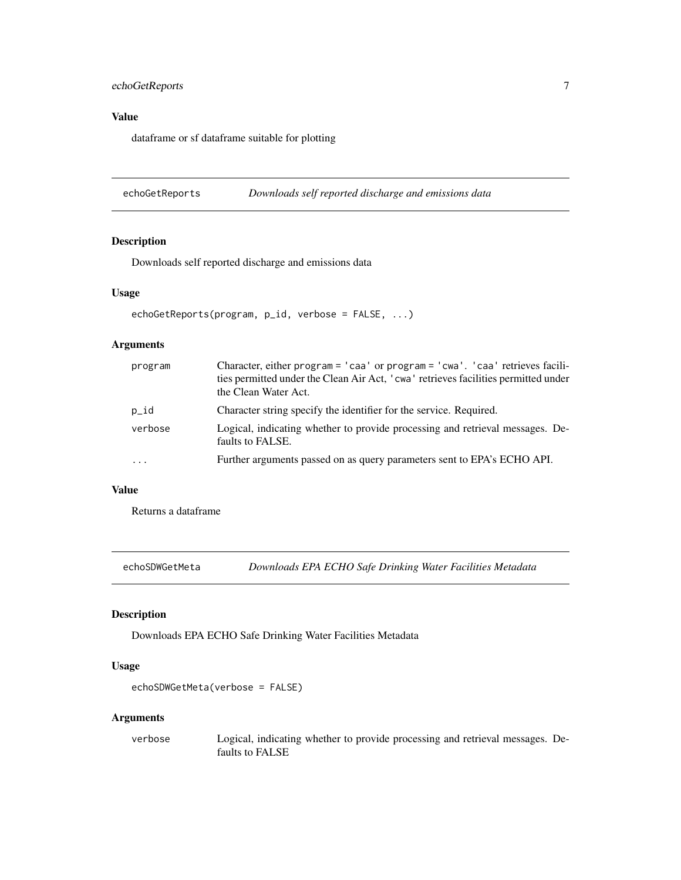### Value

dataframe or sf dataframe suitable for plotting

## echoGetReports — *Downloads self reported discharge and emissions data*

### Description

Downloads self reported discharge and emissions data

### Usage

```
echoGetReports(program, p_id, verbose = FALSE, ...)
```

### Arguments

| | |
|---|---|
| program | Character, either `program = 'caa'` or `program = 'cwa'`. `'caa'` retrieves facilities permitted under the Clean Air Act, `'cwa'` retrieves facilities permitted under the Clean Water Act. |
| p_id | Character string specify the identifier for the service. Required. |
| verbose | Logical, indicating whether to provide processing and retrieval messages. Defaults to FALSE. |
| ... | Further arguments passed on as query parameters sent to EPA's ECHO API. |

### Value

Returns a dataframe

## echoSDWGetMeta — *Downloads EPA ECHO Safe Drinking Water Facilities Metadata*

### Description

Downloads EPA ECHO Safe Drinking Water Facilities Metadata

### Usage

```
echoSDWGetMeta(verbose = FALSE)
```

### Arguments

| | |
|---|---|
| verbose | Logical, indicating whether to provide processing and retrieval messages. Defaults to FALSE |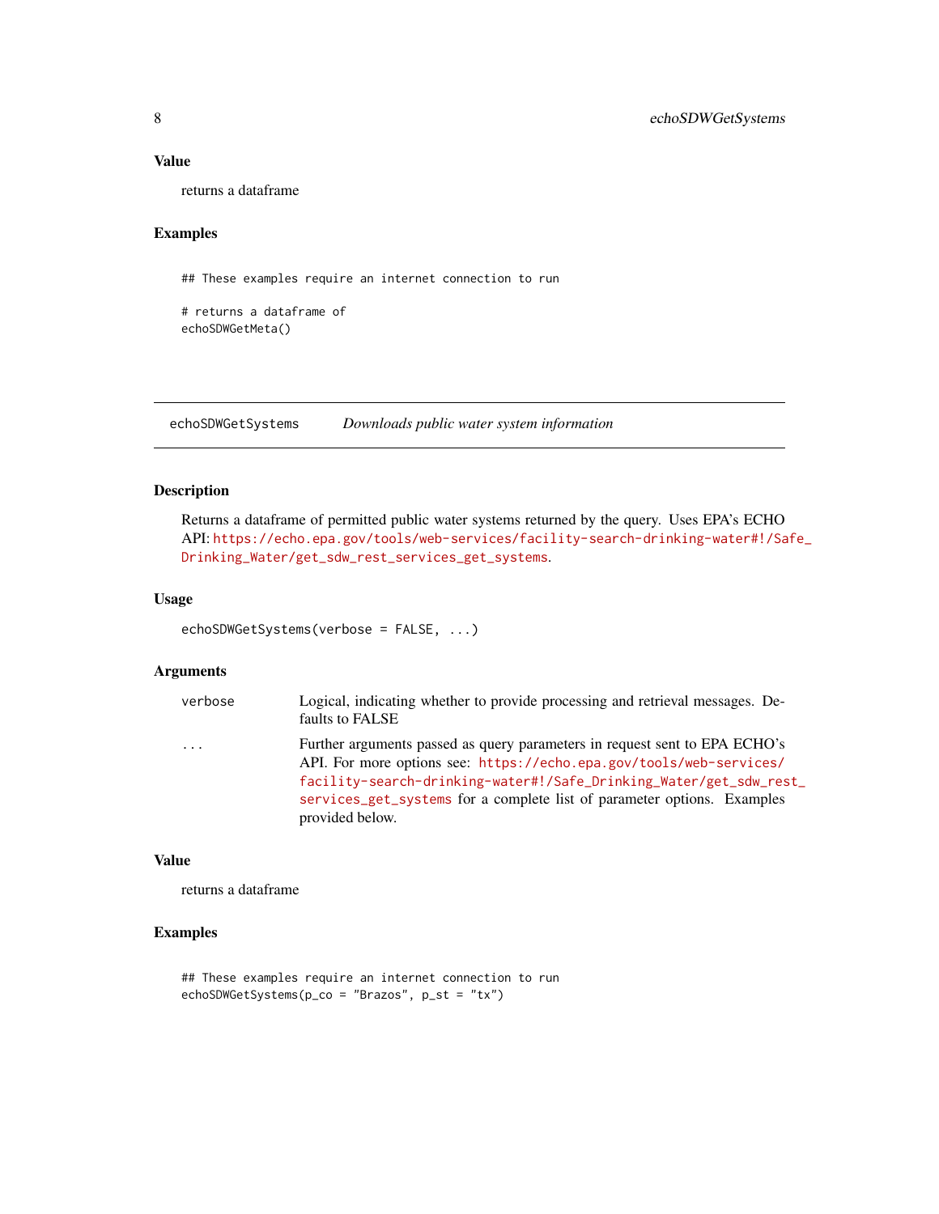### Value

returns a dataframe

### Examples

```
## These examples require an internet connection to run

# returns a dataframe of
echoSDWGetMeta()
```

---

## echoSDWGetSystems — *Downloads public water system information*

---

### Description

Returns a dataframe of permitted public water systems returned by the query. Uses EPA's ECHO API: https://echo.epa.gov/tools/web-services/facility-search-drinking-water#!/Safe_Drinking_Water/get_sdw_rest_services_get_systems.

### Usage

```
echoSDWGetSystems(verbose = FALSE, ...)
```

### Arguments

| | |
|---|---|
| verbose | Logical, indicating whether to provide processing and retrieval messages. Defaults to FALSE |
| ... | Further arguments passed as query parameters in request sent to EPA ECHO's API. For more options see: https://echo.epa.gov/tools/web-services/facility-search-drinking-water#!/Safe_Drinking_Water/get_sdw_rest_services_get_systems for a complete list of parameter options. Examples provided below. |

### Value

returns a dataframe

### Examples

```
## These examples require an internet connection to run
echoSDWGetSystems(p_co = "Brazos", p_st = "tx")
```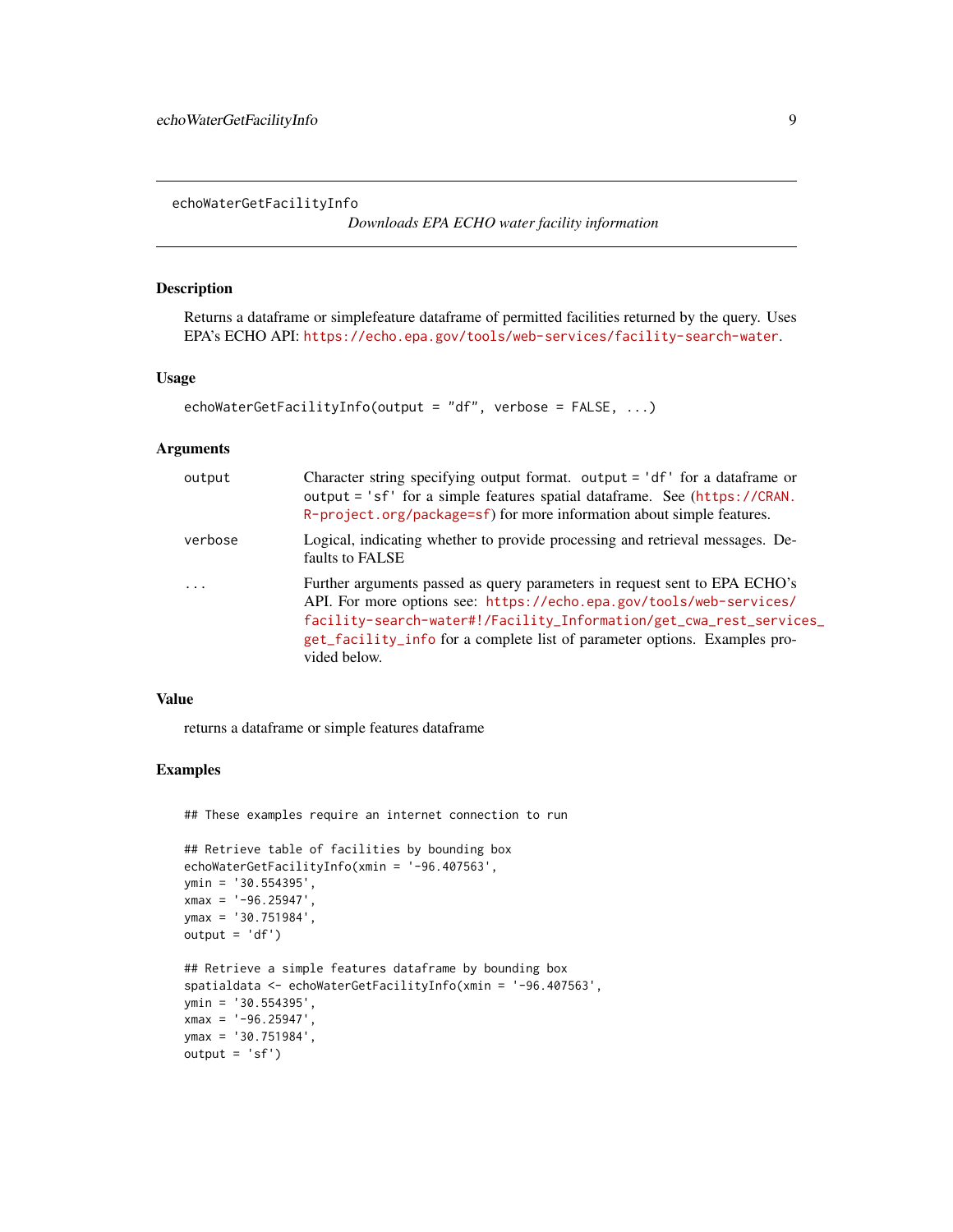# echoWaterGetFacilityInfo

*Downloads EPA ECHO water facility information*

## Description

Returns a dataframe or simplefeature dataframe of permitted facilities returned by the query. Uses EPA's ECHO API: https://echo.epa.gov/tools/web-services/facility-search-water.

## Usage

```
echoWaterGetFacilityInfo(output = "df", verbose = FALSE, ...)
```

## Arguments

| | |
|---|---|
| output | Character string specifying output format. output = 'df' for a dataframe or output = 'sf' for a simple features spatial dataframe. See (https://CRAN.R-project.org/package=sf) for more information about simple features. |
| verbose | Logical, indicating whether to provide processing and retrieval messages. Defaults to FALSE |
| ... | Further arguments passed as query parameters in request sent to EPA ECHO's API. For more options see: https://echo.epa.gov/tools/web-services/facility-search-water#!/Facility_Information/get_cwa_rest_services_get_facility_info for a complete list of parameter options. Examples provided below. |

## Value

returns a dataframe or simple features dataframe

## Examples

```
## These examples require an internet connection to run

## Retrieve table of facilities by bounding box
echoWaterGetFacilityInfo(xmin = '-96.407563',
ymin = '30.554395',
xmax = '-96.25947',
ymax = '30.751984',
output = 'df')

## Retrieve a simple features dataframe by bounding box
spatialdata <- echoWaterGetFacilityInfo(xmin = '-96.407563',
ymin = '30.554395',
xmax = '-96.25947',
ymax = '30.751984',
output = 'sf')
```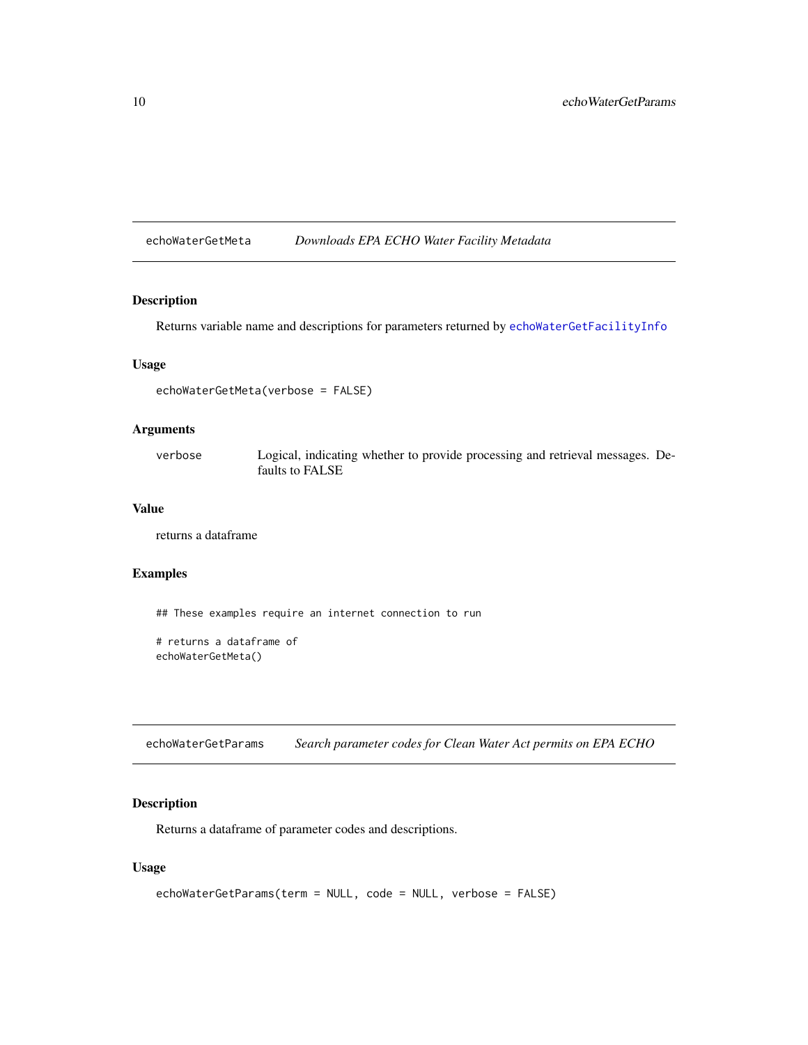## echoWaterGetMeta *Downloads EPA ECHO Water Facility Metadata*

### Description

Returns variable name and descriptions for parameters returned by echoWaterGetFacilityInfo

### Usage

```
echoWaterGetMeta(verbose = FALSE)
```

### Arguments

| | |
|---|---|
| verbose | Logical, indicating whether to provide processing and retrieval messages. Defaults to FALSE |

### Value

returns a dataframe

### Examples

```
## These examples require an internet connection to run

# returns a dataframe of
echoWaterGetMeta()
```

## echoWaterGetParams *Search parameter codes for Clean Water Act permits on EPA ECHO*

### Description

Returns a dataframe of parameter codes and descriptions.

### Usage

```
echoWaterGetParams(term = NULL, code = NULL, verbose = FALSE)
```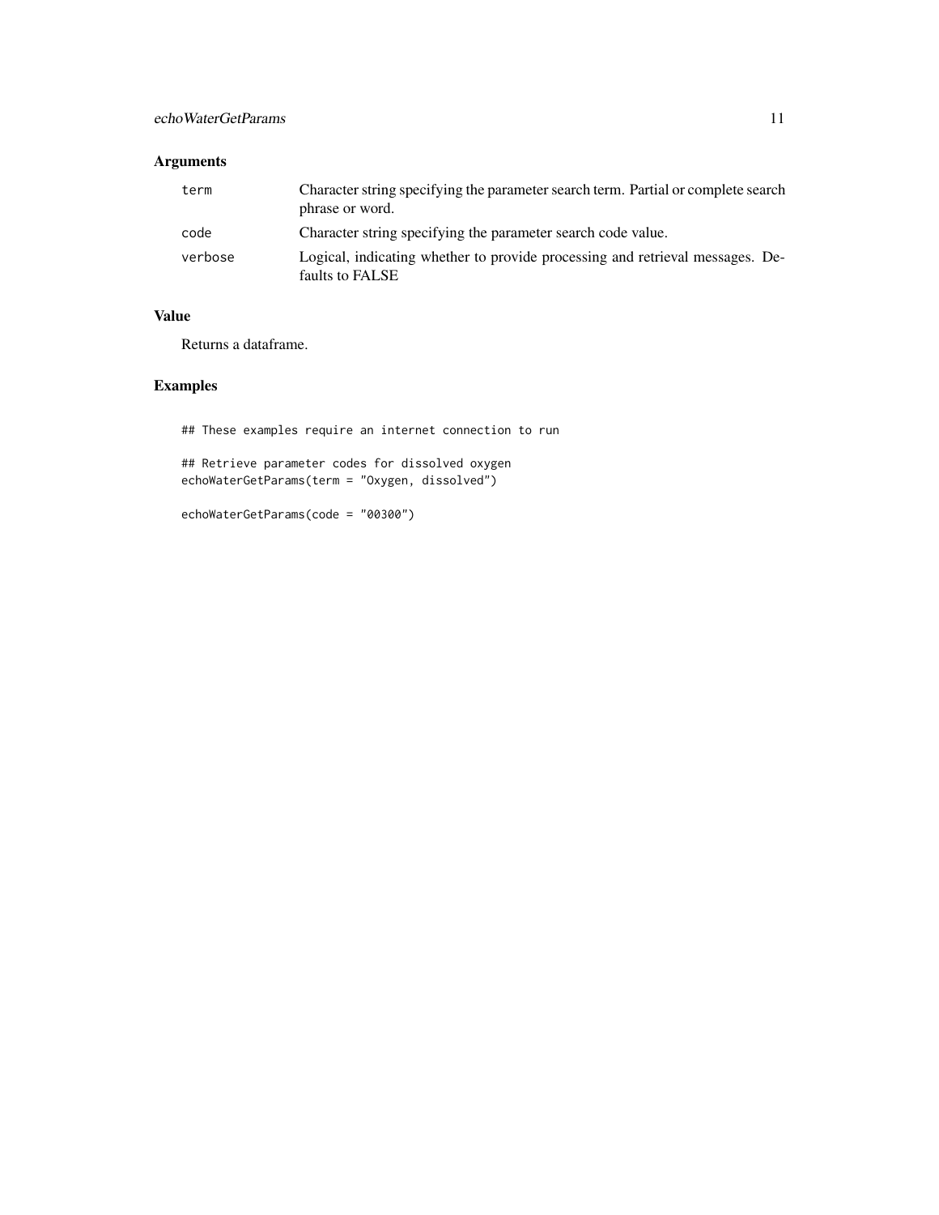## Arguments

| | |
|---|---|
| term | Character string specifying the parameter search term. Partial or complete search phrase or word. |
| code | Character string specifying the parameter search code value. |
| verbose | Logical, indicating whether to provide processing and retrieval messages. Defaults to FALSE |

## Value

Returns a dataframe.

## Examples

```
## These examples require an internet connection to run

## Retrieve parameter codes for dissolved oxygen
echoWaterGetParams(term = "Oxygen, dissolved")

echoWaterGetParams(code = "00300")
```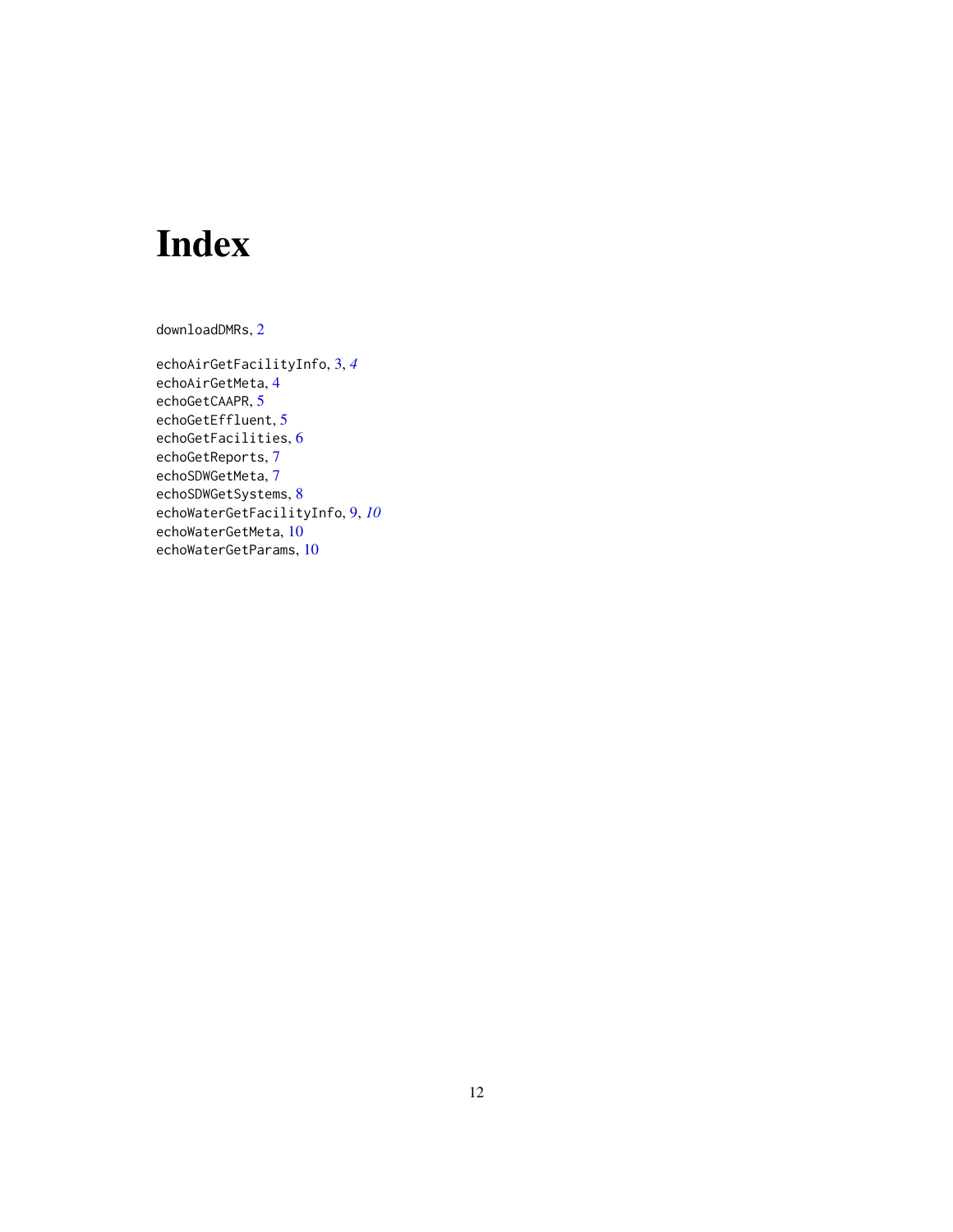# Index

downloadDMRs, 2

echoAirGetFacilityInfo, 3, *4*
echoAirGetMeta, 4
echoGetCAAPR, 5
echoGetEffluent, 5
echoGetFacilities, 6
echoGetReports, 7
echoSDWGetMeta, 7
echoSDWGetSystems, 8
echoWaterGetFacilityInfo, 9, *10*
echoWaterGetMeta, 10
echoWaterGetParams, 10